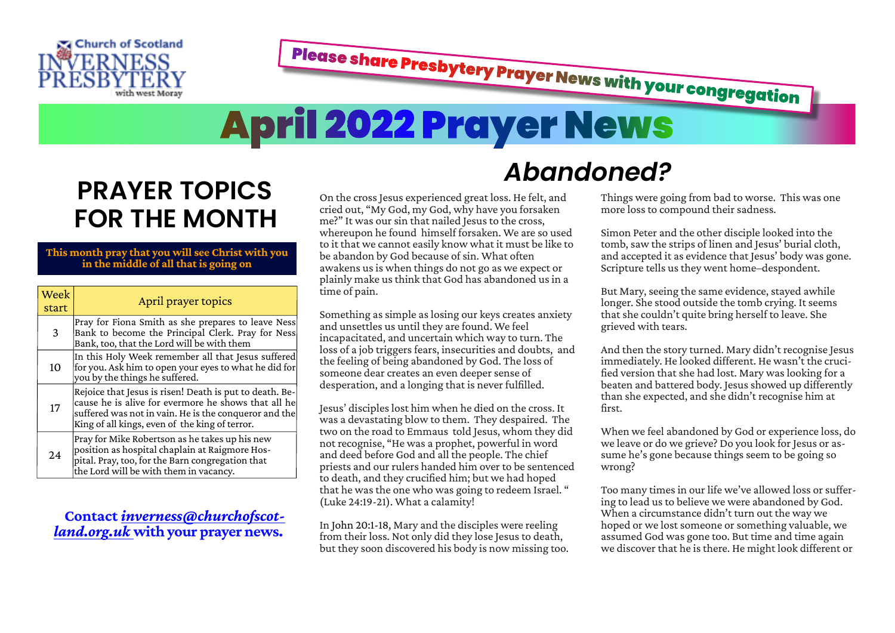Church of Scotland
INVERNESS PRESBYTERY
with west Moray

**Please share Presbytery Prayer News with your congregation**

# April 2022 Prayer News

## PRAYER TOPICS FOR THE MONTH

**This month pray that you will see Christ with you in the middle of all that is going on**

| Week start | April prayer topics |
|---|---|
| 3 | Pray for Fiona Smith as she prepares to leave Ness Bank to become the Principal Clerk. Pray for Ness Bank, too, that the Lord will be with them |
| 10 | In this Holy Week remember all that Jesus suffered for you. Ask him to open your eyes to what he did for you by the things he suffered. |
| 17 | Rejoice that Jesus is risen! Death is put to death. Because he is alive for evermore he shows that all he suffered was not in vain. He is the conqueror and the King of all kings, even of the king of terror. |
| 24 | Pray for Mike Robertson as he takes up his new position as hospital chaplain at Raigmore Hospital. Pray, too, for the Barn congregation that the Lord will be with them in vacancy. |

**Contact *inverness@churchofscotland.org.uk* with your prayer news.**

## *Abandoned?*

On the cross Jesus experienced great loss. He felt, and cried out, "My God, my God, why have you forsaken me?" It was our sin that nailed Jesus to the cross, whereupon he found himself forsaken. We are so used to it that we cannot easily know what it must be like to be abandon by God because of sin. What often awakens us is when things do not go as we expect or plainly make us think that God has abandoned us in a time of pain.

Something as simple as losing our keys creates anxiety and unsettles us until they are found. We feel incapacitated, and uncertain which way to turn. The loss of a job triggers fears, insecurities and doubts, and the feeling of being abandoned by God. The loss of someone dear creates an even deeper sense of desperation, and a longing that is never fulfilled.

Jesus' disciples lost him when he died on the cross. It was a devastating blow to them. They despaired. The two on the road to Emmaus told Jesus, whom they did not recognise, "He was a prophet, powerful in word and deed before God and all the people. The chief priests and our rulers handed him over to be sentenced to death, and they crucified him; but we had hoped that he was the one who was going to redeem Israel. " (Luke 24:19-21). What a calamity!

In John 20:1-18, Mary and the disciples were reeling from their loss. Not only did they lose Jesus to death, but they soon discovered his body is now missing too. Things were going from bad to worse. This was one more loss to compound their sadness.

Simon Peter and the other disciple looked into the tomb, saw the strips of linen and Jesus' burial cloth, and accepted it as evidence that Jesus' body was gone. Scripture tells us they went home–despondent.

But Mary, seeing the same evidence, stayed awhile longer. She stood outside the tomb crying. It seems that she couldn't quite bring herself to leave. She grieved with tears.

And then the story turned. Mary didn't recognise Jesus immediately. He looked different. He wasn't the crucified version that she had lost. Mary was looking for a beaten and battered body. Jesus showed up differently than she expected, and she didn't recognise him at first.

When we feel abandoned by God or experience loss, do we leave or do we grieve? Do you look for Jesus or assume he's gone because things seem to be going so wrong?

Too many times in our life we've allowed loss or suffering to lead us to believe we were abandoned by God. When a circumstance didn't turn out the way we hoped or we lost someone or something valuable, we assumed God was gone too. But time and time again we discover that he is there. He might look different or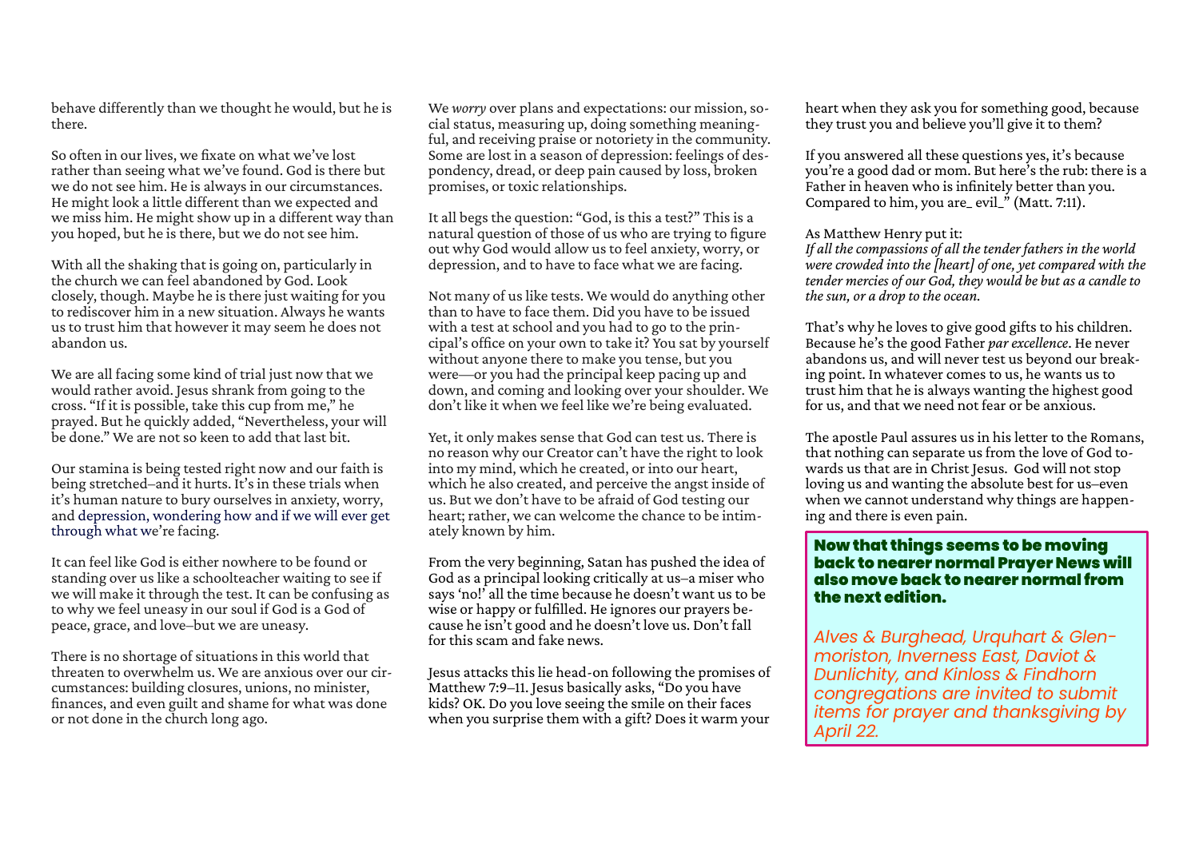behave differently than we thought he would, but he is there.

So often in our lives, we fixate on what we've lost rather than seeing what we've found. God is there but we do not see him. He is always in our circumstances. He might look a little different than we expected and we miss him. He might show up in a different way than you hoped, but he is there, but we do not see him.

With all the shaking that is going on, particularly in the church we can feel abandoned by God. Look closely, though. Maybe he is there just waiting for you to rediscover him in a new situation. Always he wants us to trust him that however it may seem he does not abandon us.

We are all facing some kind of trial just now that we would rather avoid. Jesus shrank from going to the cross. "If it is possible, take this cup from me," he prayed. But he quickly added, "Nevertheless, your will be done." We are not so keen to add that last bit.

Our stamina is being tested right now and our faith is being stretched–and it hurts. It's in these trials when it's human nature to bury ourselves in anxiety, worry, and depression, wondering how and if we will ever get through what we're facing.

It can feel like God is either nowhere to be found or standing over us like a schoolteacher waiting to see if we will make it through the test. It can be confusing as to why we feel uneasy in our soul if God is a God of peace, grace, and love–but we are uneasy.

There is no shortage of situations in this world that threaten to overwhelm us. We are anxious over our circumstances: building closures, unions, no minister, finances, and even guilt and shame for what was done or not done in the church long ago.

We *worry* over plans and expectations: our mission, social status, measuring up, doing something meaningful, and receiving praise or notoriety in the community. Some are lost in a season of depression: feelings of despondency, dread, or deep pain caused by loss, broken promises, or toxic relationships.

It all begs the question: "God, is this a test?" This is a natural question of those of us who are trying to figure out why God would allow us to feel anxiety, worry, or depression, and to have to face what we are facing.

Not many of us like tests. We would do anything other than to have to face them. Did you have to be issued with a test at school and you had to go to the principal's office on your own to take it? You sat by yourself without anyone there to make you tense, but you were—or you had the principal keep pacing up and down, and coming and looking over your shoulder. We don't like it when we feel like we're being evaluated.

Yet, it only makes sense that God can test us. There is no reason why our Creator can't have the right to look into my mind, which he created, or into our heart, which he also created, and perceive the angst inside of us. But we don't have to be afraid of God testing our heart; rather, we can welcome the chance to be intimately known by him.

From the very beginning, Satan has pushed the idea of God as a principal looking critically at us–a miser who says 'no!' all the time because he doesn't want us to be wise or happy or fulfilled. He ignores our prayers because he isn't good and he doesn't love us. Don't fall for this scam and fake news.

Jesus attacks this lie head-on following the promises of Matthew 7:9–11. Jesus basically asks, "Do you have kids? OK. Do you love seeing the smile on their faces when you surprise them with a gift? Does it warm your heart when they ask you for something good, because they trust you and believe you'll give it to them?

If you answered all these questions yes, it's because you're a good dad or mom. But here's the rub: there is a Father in heaven who is infinitely better than you. Compared to him, you are_ evil_" (Matt. 7:11).

As Matthew Henry put it:
*If all the compassions of all the tender fathers in the world were crowded into the [heart] of one, yet compared with the tender mercies of our God, they would be but as a candle to the sun, or a drop to the ocean.*

That's why he loves to give good gifts to his children. Because he's the good Father *par excellence*. He never abandons us, and will never test us beyond our breaking point. In whatever comes to us, he wants us to trust him that he is always wanting the highest good for us, and that we need not fear or be anxious.

The apostle Paul assures us in his letter to the Romans, that nothing can separate us from the love of God towards us that are in Christ Jesus. God will not stop loving us and wanting the absolute best for us–even when we cannot understand why things are happening and there is even pain.

**Now that things seems to be moving back to nearer normal Prayer News will also move back to nearer normal from the next edition.**

*Alves & Burghead, Urquhart & Glenmoriston, Inverness East, Daviot & Dunlichity, and Kinloss & Findhorn congregations are invited to submit items for prayer and thanksgiving by April 22.*